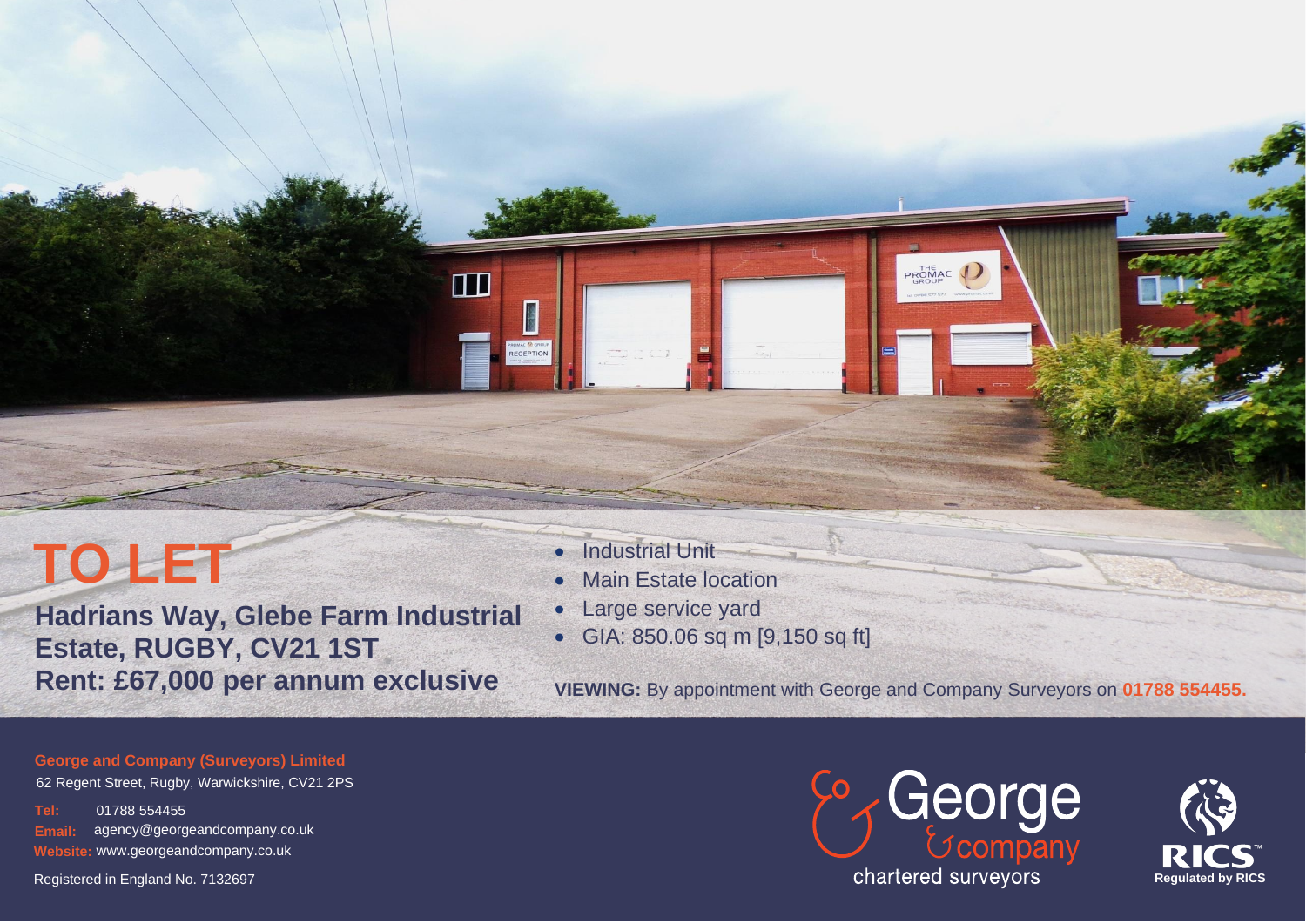# TO LET

**Hadrians Way, Glebe Farm Industrial Estate, RUGBY, CV21 1ST**
**Rent: £67,000 per annum exclusive**

- Industrial Unit
- Main Estate location
- Large service yard
- GIA: 850.06 sq m [9,150 sq ft]

**VIEWING:** By appointment with George and Company Surveyors on **01788 554455.**

**George and Company (Surveyors) Limited**
62 Regent Street, Rugby, Warwickshire, CV21 2PS

**Tel:** 01788 554455
**Email:** agency@georgeandcompany.co.uk
**Website:** www.georgeandcompany.co.uk

Registered in England No. 7132697

George & company chartered surveyors

RICS™ Regulated by RICS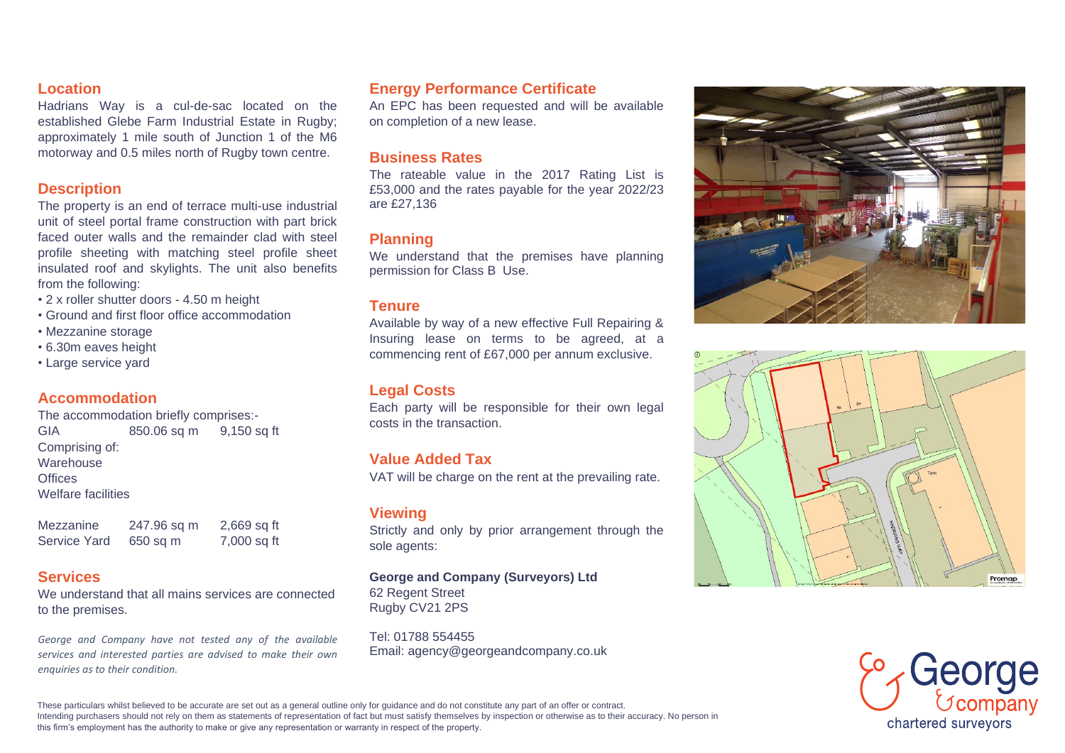## Location

Hadrians Way is a cul-de-sac located on the established Glebe Farm Industrial Estate in Rugby; approximately 1 mile south of Junction 1 of the M6 motorway and 0.5 miles north of Rugby town centre.

## Description

The property is an end of terrace multi-use industrial unit of steel portal frame construction with part brick faced outer walls and the remainder clad with steel profile sheeting with matching steel profile sheet insulated roof and skylights. The unit also benefits from the following:

- 2 x roller shutter doors - 4.50 m height
- Ground and first floor office accommodation
- Mezzanine storage
- 6.30m eaves height
- Large service yard

## Accommodation

The accommodation briefly comprises:-

| | | |
|---|---|---|
| GIA | 850.06 sq m | 9,150 sq ft |
| Comprising of: | | |
| Warehouse | | |
| Offices | | |
| Welfare facilities | | |
| Mezzanine | 247.96 sq m | 2,669 sq ft |
| Service Yard | 650 sq m | 7,000 sq ft |

## Services

We understand that all mains services are connected to the premises.

*George and Company have not tested any of the available services and interested parties are advised to make their own enquiries as to their condition.*

## Energy Performance Certificate

An EPC has been requested and will be available on completion of a new lease.

## Business Rates

The rateable value in the 2017 Rating List is £53,000 and the rates payable for the year 2022/23 are £27,136

## Planning

We understand that the premises have planning permission for Class B Use.

## Tenure

Available by way of a new effective Full Repairing & Insuring lease on terms to be agreed, at a commencing rent of £67,000 per annum exclusive.

## Legal Costs

Each party will be responsible for their own legal costs in the transaction.

## Value Added Tax

VAT will be charge on the rent at the prevailing rate.

## Viewing

Strictly and only by prior arrangement through the sole agents:

**George and Company (Surveyors) Ltd**
62 Regent Street
Rugby CV21 2PS

Tel: 01788 554455
Email: agency@georgeandcompany.co.uk

George & company chartered surveyors

These particulars whilst believed to be accurate are set out as a general outline only for guidance and do not constitute any part of an offer or contract. Intending purchasers should not rely on them as statements of representation of fact but must satisfy themselves by inspection or otherwise as to their accuracy. No person in this firm's employment has the authority to make or give any representation or warranty in respect of the property.